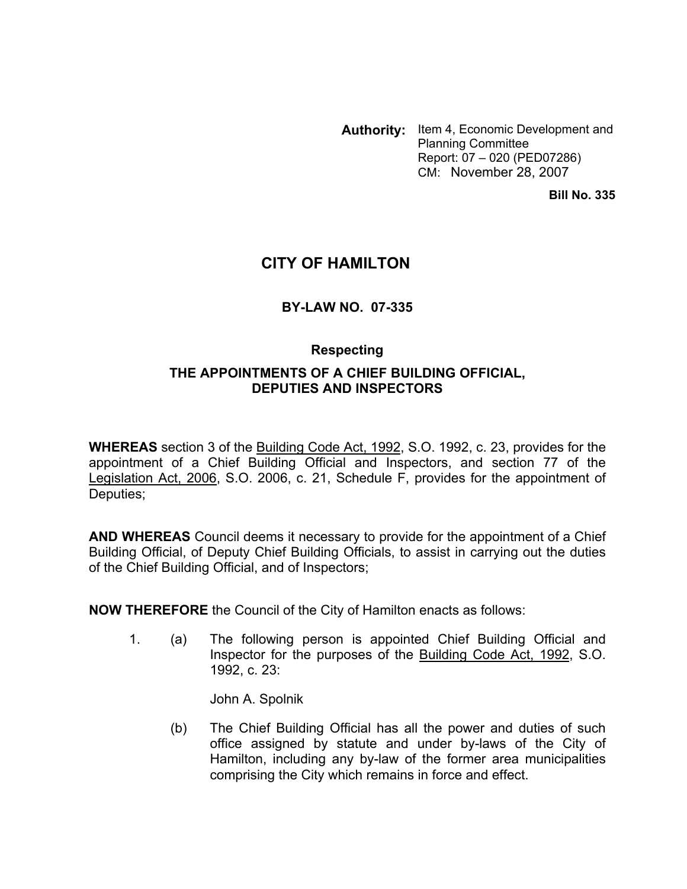**Authority:** Item 4, Economic Development and Planning Committee
Report: 07 – 020 (PED07286)
CM: November 28, 2007

**Bill No. 335**

# CITY OF HAMILTON

## BY-LAW NO. 07-335

### Respecting

### THE APPOINTMENTS OF A CHIEF BUILDING OFFICIAL, DEPUTIES AND INSPECTORS

**WHEREAS** section 3 of the Building Code Act, 1992, S.O. 1992, c. 23, provides for the appointment of a Chief Building Official and Inspectors, and section 77 of the Legislation Act, 2006, S.O. 2006, c. 21, Schedule F, provides for the appointment of Deputies;

**AND WHEREAS** Council deems it necessary to provide for the appointment of a Chief Building Official, of Deputy Chief Building Officials, to assist in carrying out the duties of the Chief Building Official, and of Inspectors;

**NOW THEREFORE** the Council of the City of Hamilton enacts as follows:

1. (a) The following person is appointed Chief Building Official and Inspector for the purposes of the Building Code Act, 1992, S.O. 1992, c. 23:

   John A. Spolnik

   (b) The Chief Building Official has all the power and duties of such office assigned by statute and under by-laws of the City of Hamilton, including any by-law of the former area municipalities comprising the City which remains in force and effect.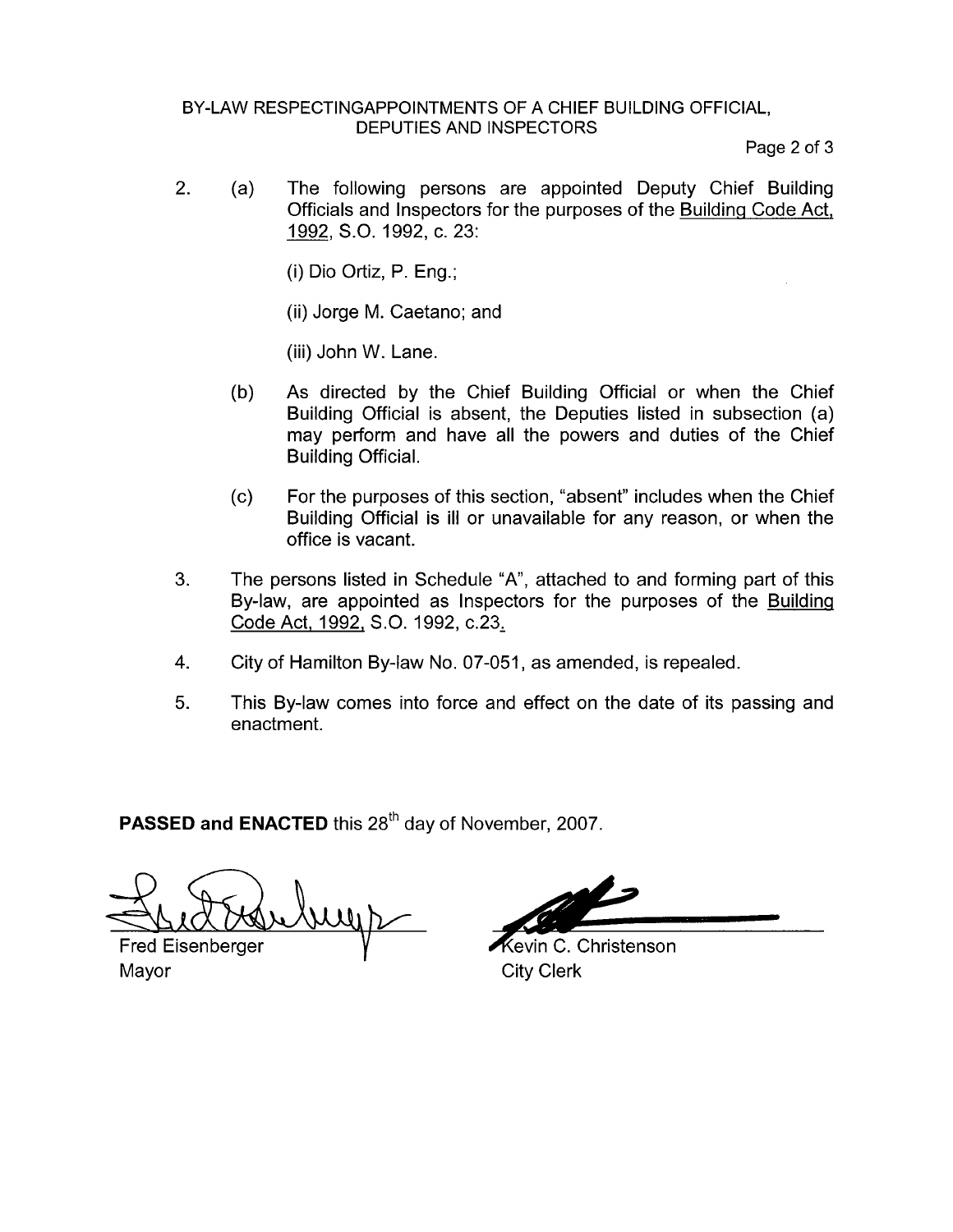2. (a) The following persons are appointed Deputy Chief Building Officials and Inspectors for the purposes of the Building Code Act, 1992, S.O. 1992, c. 23:

   (i) Dio Ortiz, P. Eng.;

   (ii) Jorge M. Caetano; and

   (iii) John W. Lane.

   (b) As directed by the Chief Building Official or when the Chief Building Official is absent, the Deputies listed in subsection (a) may perform and have all the powers and duties of the Chief Building Official.

   (c) For the purposes of this section, "absent" includes when the Chief Building Official is ill or unavailable for any reason, or when the office is vacant.

3. The persons listed in Schedule "A", attached to and forming part of this By-law, are appointed as Inspectors for the purposes of the Building Code Act, 1992, S.O. 1992, c.23.

4. City of Hamilton By-law No. 07-051, as amended, is repealed.

5. This By-law comes into force and effect on the date of its passing and enactment.

**PASSED and ENACTED** this 28th day of November, 2007.

| | |
|---|---|
| Fred Eisenberger | Kevin C. Christenson |
| Mayor | City Clerk |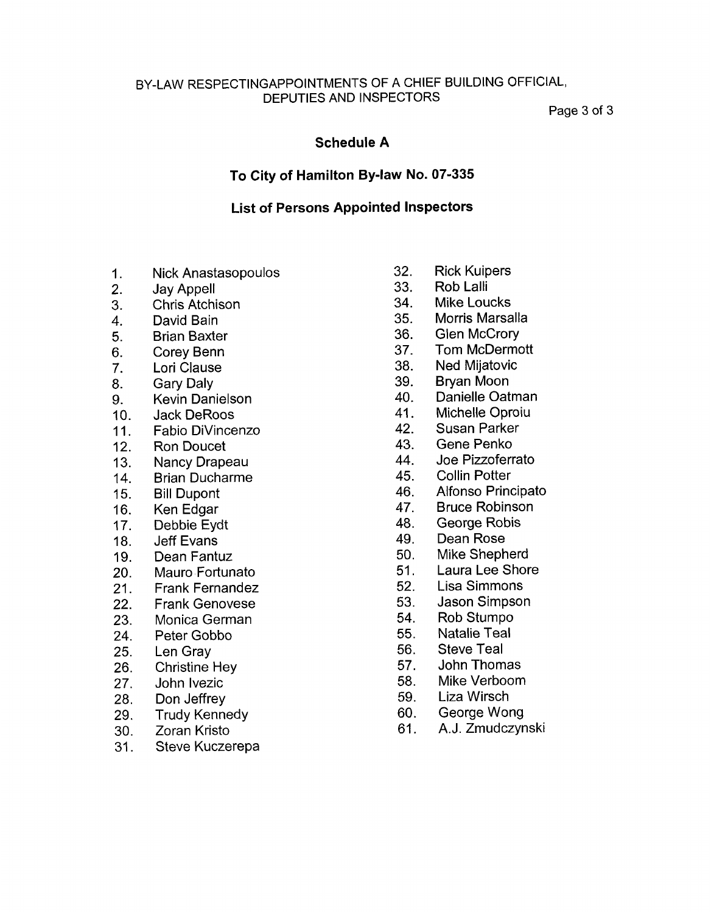## Schedule A

## To City of Hamilton By-law No. 07-335

## List of Persons Appointed Inspectors

1. Nick Anastasopoulos
2. Jay Appell
3. Chris Atchison
4. David Bain
5. Brian Baxter
6. Corey Benn
7. Lori Clause
8. Gary Daly
9. Kevin Danielson
10. Jack DeRoos
11. Fabio DiVincenzo
12. Ron Doucet
13. Nancy Drapeau
14. Brian Ducharme
15. Bill Dupont
16. Ken Edgar
17. Debbie Eydt
18. Jeff Evans
19. Dean Fantuz
20. Mauro Fortunato
21. Frank Fernandez
22. Frank Genovese
23. Monica German
24. Peter Gobbo
25. Len Gray
26. Christine Hey
27. John Ivezic
28. Don Jeffrey
29. Trudy Kennedy
30. Zoran Kristo
31. Steve Kuczerepa
32. Rick Kuipers
33. Rob Lalli
34. Mike Loucks
35. Morris Marsalla
36. Glen McCrory
37. Tom McDermott
38. Ned Mijatovic
39. Bryan Moon
40. Danielle Oatman
41. Michelle Oproiu
42. Susan Parker
43. Gene Penko
44. Joe Pizzoferrato
45. Collin Potter
46. Alfonso Principato
47. Bruce Robinson
48. George Robis
49. Dean Rose
50. Mike Shepherd
51. Laura Lee Shore
52. Lisa Simmons
53. Jason Simpson
54. Rob Stumpo
55. Natalie Teal
56. Steve Teal
57. John Thomas
58. Mike Verboom
59. Liza Wirsch
60. George Wong
61. A.J. Zmudczynski